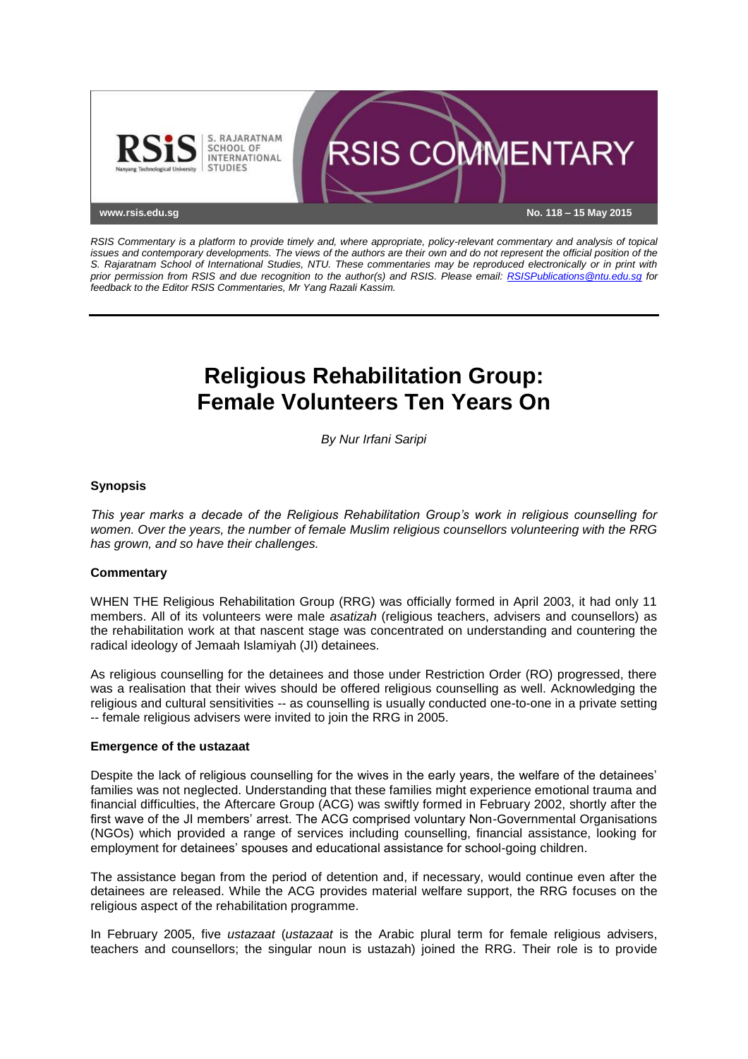RSIS Commentary is a platform to provide timely and, where appropriate, policy-relevant commentary and analysis of topical issues and contemporary developments. The views of the authors are their own and do not represent the official position of the S. Rajaratnam School of International Studies, NTU. These commentaries may be reproduced electronically or in print with prior permission from RSIS and due recognition to the author(s) and RSIS. Please email: RSISPublications@ntu.edu.sg for feedback to the Editor RSIS Commentaries, Mr Yang Razali Kassim.

No. 118 – 15 May 2015

# Religious Rehabilitation Group: Female Volunteers Ten Years On

*By Nur Irfani Saripi*

## Synopsis

*This year marks a decade of the Religious Rehabilitation Group's work in religious counselling for women. Over the years, the number of female Muslim religious counsellors volunteering with the RRG has grown, and so have their challenges.*

## Commentary

WHEN THE Religious Rehabilitation Group (RRG) was officially formed in April 2003, it had only 11 members. All of its volunteers were male *asatizah* (religious teachers, advisers and counsellors) as the rehabilitation work at that nascent stage was concentrated on understanding and countering the radical ideology of Jemaah Islamiyah (JI) detainees.

As religious counselling for the detainees and those under Restriction Order (RO) progressed, there was a realisation that their wives should be offered religious counselling as well. Acknowledging the religious and cultural sensitivities -- as counselling is usually conducted one-to-one in a private setting -- female religious advisers were invited to join the RRG in 2005.

### Emergence of the ustazaat

Despite the lack of religious counselling for the wives in the early years, the welfare of the detainees' families was not neglected. Understanding that these families might experience emotional trauma and financial difficulties, the Aftercare Group (ACG) was swiftly formed in February 2002, shortly after the first wave of the JI members' arrest. The ACG comprised voluntary Non-Governmental Organisations (NGOs) which provided a range of services including counselling, financial assistance, looking for employment for detainees' spouses and educational assistance for school-going children.

The assistance began from the period of detention and, if necessary, would continue even after the detainees are released. While the ACG provides material welfare support, the RRG focuses on the religious aspect of the rehabilitation programme.

In February 2005, five *ustazaat* (*ustazaat* is the Arabic plural term for female religious advisers, teachers and counsellors; the singular noun is ustazah) joined the RRG. Their role is to provide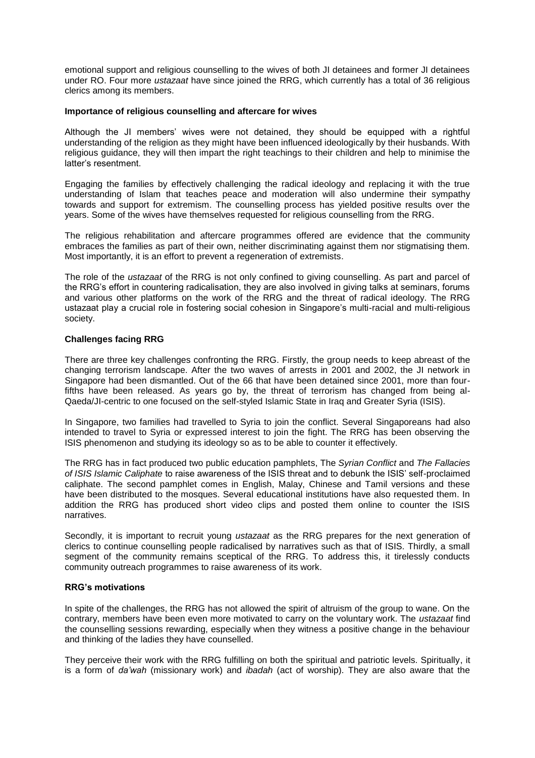emotional support and religious counselling to the wives of both JI detainees and former JI detainees under RO. Four more *ustazaat* have since joined the RRG, which currently has a total of 36 religious clerics among its members.

**Importance of religious counselling and aftercare for wives**

Although the JI members' wives were not detained, they should be equipped with a rightful understanding of the religion as they might have been influenced ideologically by their husbands. With religious guidance, they will then impart the right teachings to their children and help to minimise the latter's resentment.

Engaging the families by effectively challenging the radical ideology and replacing it with the true understanding of Islam that teaches peace and moderation will also undermine their sympathy towards and support for extremism. The counselling process has yielded positive results over the years. Some of the wives have themselves requested for religious counselling from the RRG.

The religious rehabilitation and aftercare programmes offered are evidence that the community embraces the families as part of their own, neither discriminating against them nor stigmatising them. Most importantly, it is an effort to prevent a regeneration of extremists.

The role of the *ustazaat* of the RRG is not only confined to giving counselling. As part and parcel of the RRG's effort in countering radicalisation, they are also involved in giving talks at seminars, forums and various other platforms on the work of the RRG and the threat of radical ideology. The RRG ustazaat play a crucial role in fostering social cohesion in Singapore's multi-racial and multi-religious society.

**Challenges facing RRG**

There are three key challenges confronting the RRG. Firstly, the group needs to keep abreast of the changing terrorism landscape. After the two waves of arrests in 2001 and 2002, the JI network in Singapore had been dismantled. Out of the 66 that have been detained since 2001, more than four-fifths have been released. As years go by, the threat of terrorism has changed from being al-Qaeda/JI-centric to one focused on the self-styled Islamic State in Iraq and Greater Syria (ISIS).

In Singapore, two families had travelled to Syria to join the conflict. Several Singaporeans had also intended to travel to Syria or expressed interest to join the fight. The RRG has been observing the ISIS phenomenon and studying its ideology so as to be able to counter it effectively.

The RRG has in fact produced two public education pamphlets, The *Syrian Conflict* and *The Fallacies of ISIS Islamic Caliphate* to raise awareness of the ISIS threat and to debunk the ISIS' self-proclaimed caliphate. The second pamphlet comes in English, Malay, Chinese and Tamil versions and these have been distributed to the mosques. Several educational institutions have also requested them. In addition the RRG has produced short video clips and posted them online to counter the ISIS narratives.

Secondly, it is important to recruit young *ustazaat* as the RRG prepares for the next generation of clerics to continue counselling people radicalised by narratives such as that of ISIS. Thirdly, a small segment of the community remains sceptical of the RRG. To address this, it tirelessly conducts community outreach programmes to raise awareness of its work.

**RRG's motivations**

In spite of the challenges, the RRG has not allowed the spirit of altruism of the group to wane. On the contrary, members have been even more motivated to carry on the voluntary work. The *ustazaat* find the counselling sessions rewarding, especially when they witness a positive change in the behaviour and thinking of the ladies they have counselled.

They perceive their work with the RRG fulfilling on both the spiritual and patriotic levels. Spiritually, it is a form of *da'wah* (missionary work) and *ibadah* (act of worship). They are also aware that the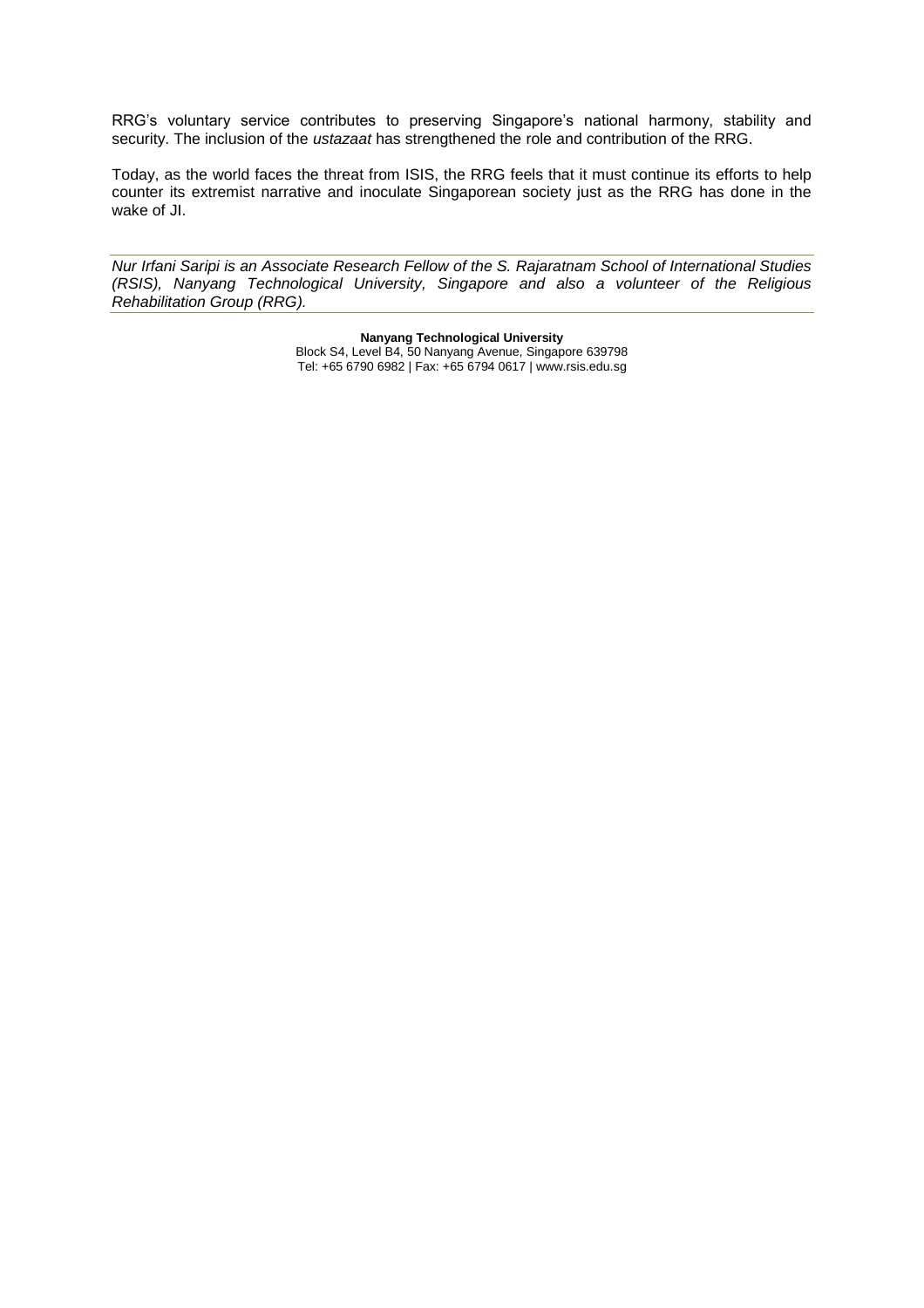RRG's voluntary service contributes to preserving Singapore's national harmony, stability and security. The inclusion of the *ustazaat* has strengthened the role and contribution of the RRG.

Today, as the world faces the threat from ISIS, the RRG feels that it must continue its efforts to help counter its extremist narrative and inoculate Singaporean society just as the RRG has done in the wake of JI.

---

*Nur Irfani Saripi is an Associate Research Fellow of the S. Rajaratnam School of International Studies (RSIS), Nanyang Technological University, Singapore and also a volunteer of the Religious Rehabilitation Group (RRG).*

---

**Nanyang Technological University**
Block S4, Level B4, 50 Nanyang Avenue, Singapore 639798
Tel: +65 6790 6982 | Fax: +65 6794 0617 | www.rsis.edu.sg